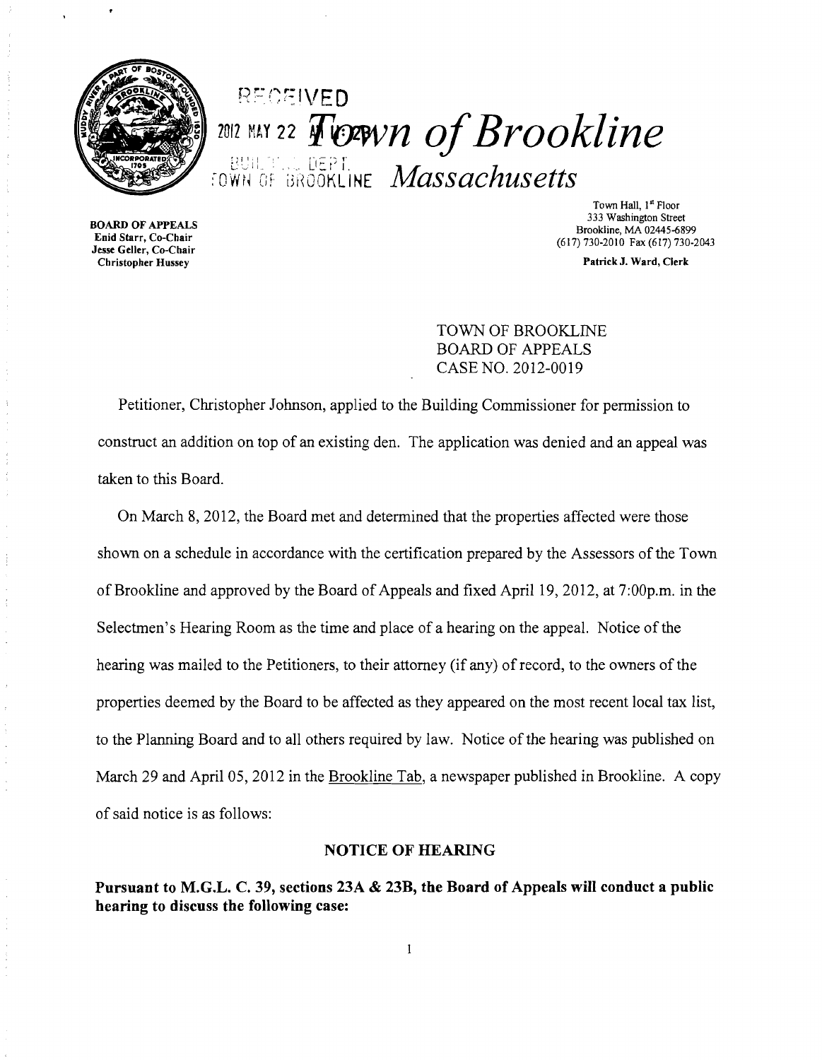RECEIVED 2012 MAY 22 AM 10:28 BUILDING DEPT. TOWN OF BROOKLINE

# *Town of Brookline*

## *Massachusetts*

**BOARD OF APPEALS**
**Enid Starr, Co-Chair**
**Jesse Geller, Co-Chair**
**Christopher Hussey**

Town Hall, 1st Floor
333 Washington Street
Brookline, MA 02445-6899
(617) 730-2010 Fax (617) 730-2043

**Patrick J. Ward, Clerk**

TOWN OF BROOKLINE
BOARD OF APPEALS
CASE NO. 2012-0019

Petitioner, Christopher Johnson, applied to the Building Commissioner for permission to construct an addition on top of an existing den. The application was denied and an appeal was taken to this Board.

On March 8, 2012, the Board met and determined that the properties affected were those shown on a schedule in accordance with the certification prepared by the Assessors of the Town of Brookline and approved by the Board of Appeals and fixed April 19, 2012, at 7:00p.m. in the Selectmen's Hearing Room as the time and place of a hearing on the appeal. Notice of the hearing was mailed to the Petitioners, to their attorney (if any) of record, to the owners of the properties deemed by the Board to be affected as they appeared on the most recent local tax list, to the Planning Board and to all others required by law. Notice of the hearing was published on March 29 and April 05, 2012 in the Brookline Tab, a newspaper published in Brookline. A copy of said notice is as follows:

### NOTICE OF HEARING

**Pursuant to M.G.L. C. 39, sections 23A & 23B, the Board of Appeals will conduct a public hearing to discuss the following case:**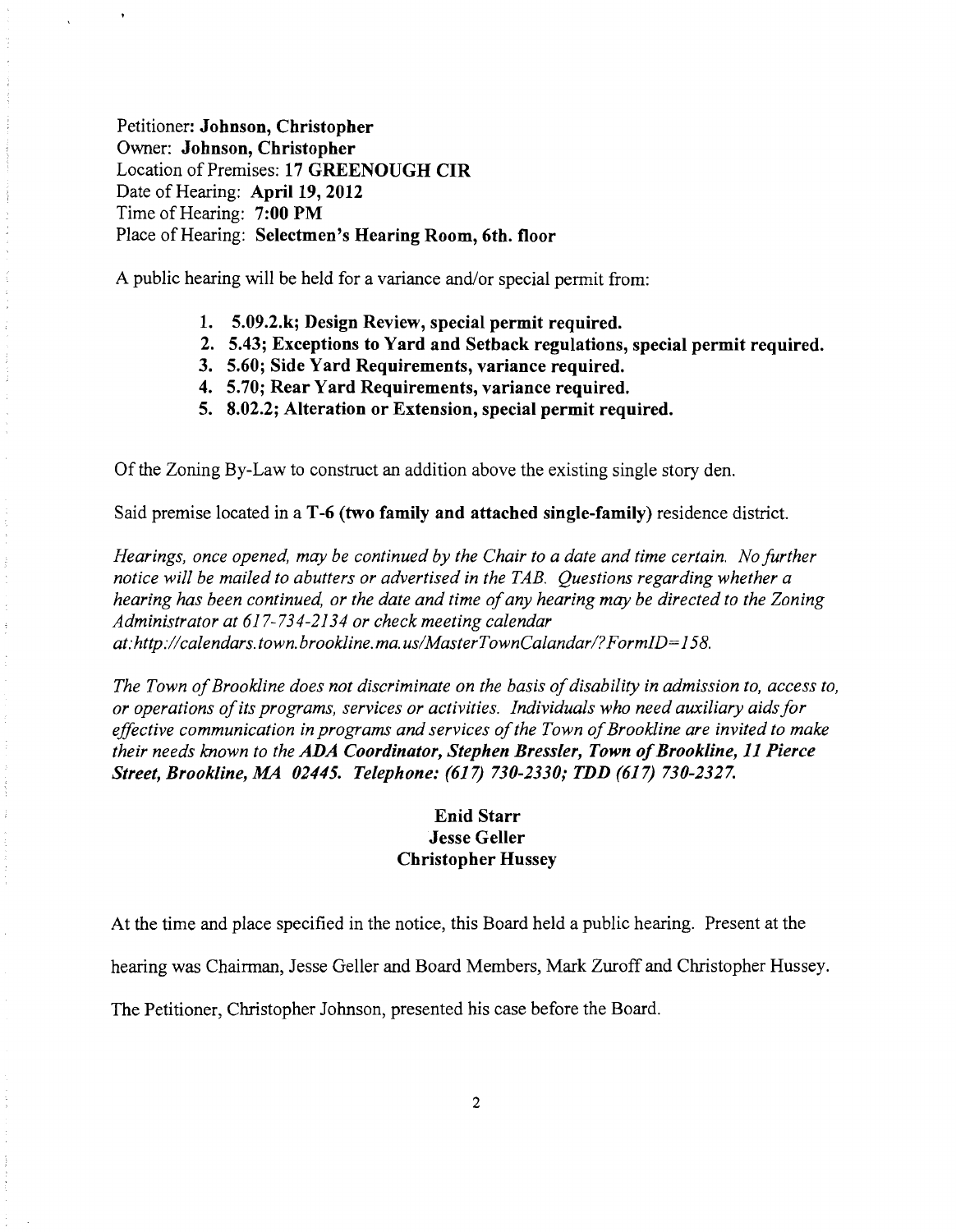Petitioner: **Johnson, Christopher**
Owner: **Johnson, Christopher**
Location of Premises: **17 GREENOUGH CIR**
Date of Hearing: **April 19, 2012**
Time of Hearing: **7:00 PM**
Place of Hearing: **Selectmen's Hearing Room, 6th. floor**

A public hearing will be held for a variance and/or special permit from:

1. **5.09.2.k; Design Review, special permit required.**
2. **5.43; Exceptions to Yard and Setback regulations, special permit required.**
3. **5.60; Side Yard Requirements, variance required.**
4. **5.70; Rear Yard Requirements, variance required.**
5. **8.02.2; Alteration or Extension, special permit required.**

Of the Zoning By-Law to construct an addition above the existing single story den.

Said premise located in a **T-6 (two family and attached single-family)** residence district.

*Hearings, once opened, may be continued by the Chair to a date and time certain. No further notice will be mailed to abutters or advertised in the TAB. Questions regarding whether a hearing has been continued, or the date and time of any hearing may be directed to the Zoning Administrator at 617-734-2134 or check meeting calendar at:http://calendars.town.brookline.ma.us/MasterTownCalandar/?FormID=158.*

*The Town of Brookline does not discriminate on the basis of disability in admission to, access to, or operations of its programs, services or activities. Individuals who need auxiliary aids for effective communication in programs and services of the Town of Brookline are invited to make their needs known to the **ADA Coordinator, Stephen Bressler, Town of Brookline, 11 Pierce Street, Brookline, MA 02445. Telephone: (617) 730-2330; TDD (617) 730-2327.***

**Enid Starr**
**Jesse Geller**
**Christopher Hussey**

At the time and place specified in the notice, this Board held a public hearing. Present at the hearing was Chairman, Jesse Geller and Board Members, Mark Zuroff and Christopher Hussey. The Petitioner, Christopher Johnson, presented his case before the Board.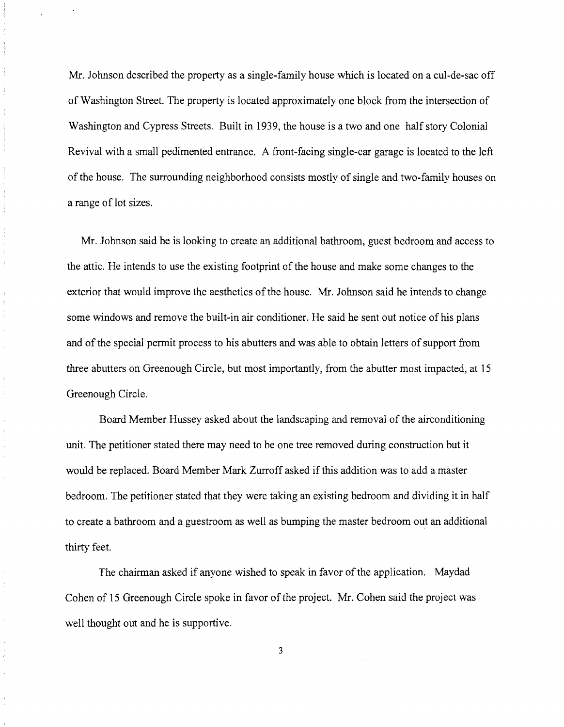Mr. Johnson described the property as a single-family house which is located on a cul-de-sac off of Washington Street. The property is located approximately one block from the intersection of Washington and Cypress Streets. Built in 1939, the house is a two and one half story Colonial Revival with a small pedimented entrance. A front-facing single-car garage is located to the left of the house. The surrounding neighborhood consists mostly of single and two-family houses on a range of lot sizes.

Mr. Johnson said he is looking to create an additional bathroom, guest bedroom and access to the attic. He intends to use the existing footprint of the house and make some changes to the exterior that would improve the aesthetics of the house. Mr. Johnson said he intends to change some windows and remove the built-in air conditioner. He said he sent out notice of his plans and of the special permit process to his abutters and was able to obtain letters of support from three abutters on Greenough Circle, but most importantly, from the abutter most impacted, at 15 Greenough Circle.

Board Member Hussey asked about the landscaping and removal of the airconditioning unit. The petitioner stated there may need to be one tree removed during construction but it would be replaced. Board Member Mark Zurroff asked if this addition was to add a master bedroom. The petitioner stated that they were taking an existing bedroom and dividing it in half to create a bathroom and a guestroom as well as bumping the master bedroom out an additional thirty feet.

The chairman asked if anyone wished to speak in favor of the application. Maydad Cohen of 15 Greenough Circle spoke in favor of the project. Mr. Cohen said the project was well thought out and he is supportive.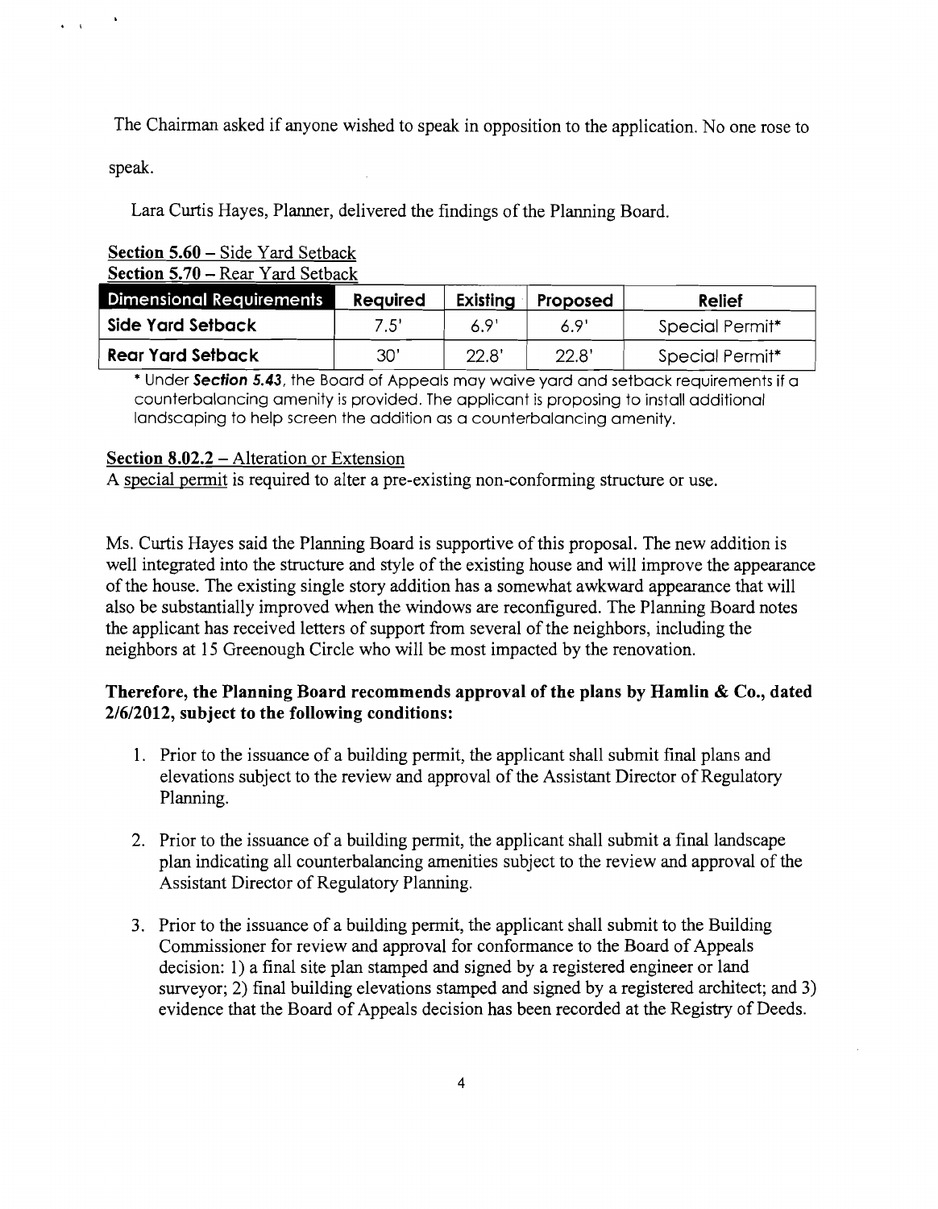The Chairman asked if anyone wished to speak in opposition to the application. No one rose to speak.

Lara Curtis Hayes, Planner, delivered the findings of the Planning Board.

<u>Section 5.60</u> – Side Yard Setback
<u>Section 5.70</u> – Rear Yard Setback

| Dimensional Requirements | Required | Existing | Proposed | Relief |
|---|---|---|---|---|
| Side Yard Setback | 7.5' | 6.9' | 6.9' | Special Permit* |
| Rear Yard Setback | 30' | 22.8' | 22.8' | Special Permit* |

\* Under ***Section 5.43***, the Board of Appeals may waive yard and setback requirements if a counterbalancing amenity is provided. The applicant is proposing to install additional landscaping to help screen the addition as a counterbalancing amenity.

<u>**Section 8.02.2**</u> – Alteration or Extension
A <u>special permit</u> is required to alter a pre-existing non-conforming structure or use.

Ms. Curtis Hayes said the Planning Board is supportive of this proposal. The new addition is well integrated into the structure and style of the existing house and will improve the appearance of the house. The existing single story addition has a somewhat awkward appearance that will also be substantially improved when the windows are reconfigured. The Planning Board notes the applicant has received letters of support from several of the neighbors, including the neighbors at 15 Greenough Circle who will be most impacted by the renovation.

**Therefore, the Planning Board recommends approval of the plans by Hamlin & Co., dated 2/6/2012, subject to the following conditions:**

1. Prior to the issuance of a building permit, the applicant shall submit final plans and elevations subject to the review and approval of the Assistant Director of Regulatory Planning.

2. Prior to the issuance of a building permit, the applicant shall submit a final landscape plan indicating all counterbalancing amenities subject to the review and approval of the Assistant Director of Regulatory Planning.

3. Prior to the issuance of a building permit, the applicant shall submit to the Building Commissioner for review and approval for conformance to the Board of Appeals decision: 1) a final site plan stamped and signed by a registered engineer or land surveyor; 2) final building elevations stamped and signed by a registered architect; and 3) evidence that the Board of Appeals decision has been recorded at the Registry of Deeds.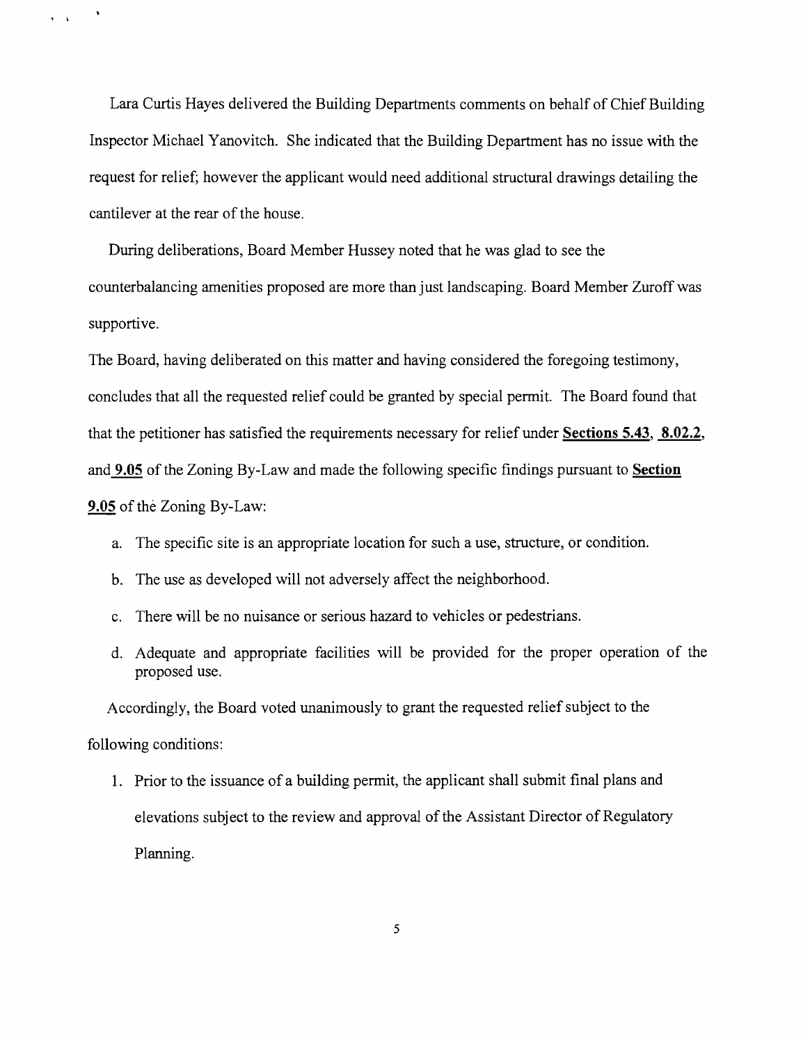Lara Curtis Hayes delivered the Building Departments comments on behalf of Chief Building Inspector Michael Yanovitch. She indicated that the Building Department has no issue with the request for relief; however the applicant would need additional structural drawings detailing the cantilever at the rear of the house.

During deliberations, Board Member Hussey noted that he was glad to see the counterbalancing amenities proposed are more than just landscaping. Board Member Zuroff was supportive.

The Board, having deliberated on this matter and having considered the foregoing testimony, concludes that all the requested relief could be granted by special permit. The Board found that that the petitioner has satisfied the requirements necessary for relief under **Sections 5.43**, **8.02.2**, and **9.05** of the Zoning By-Law and made the following specific findings pursuant to **Section 9.05** of the Zoning By-Law:

a. The specific site is an appropriate location for such a use, structure, or condition.

b. The use as developed will not adversely affect the neighborhood.

c. There will be no nuisance or serious hazard to vehicles or pedestrians.

d. Adequate and appropriate facilities will be provided for the proper operation of the proposed use.

Accordingly, the Board voted unanimously to grant the requested relief subject to the following conditions:

1. Prior to the issuance of a building permit, the applicant shall submit final plans and elevations subject to the review and approval of the Assistant Director of Regulatory Planning.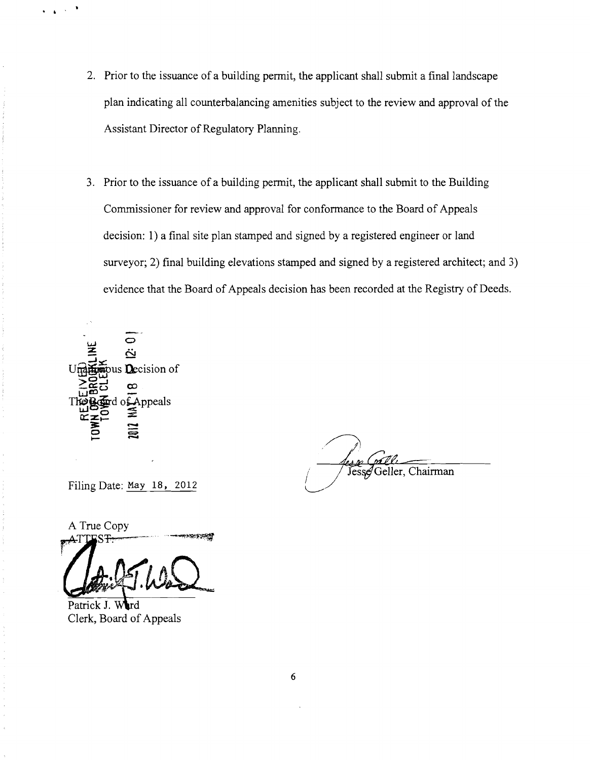2. Prior to the issuance of a building permit, the applicant shall submit a final landscape plan indicating all counterbalancing amenities subject to the review and approval of the Assistant Director of Regulatory Planning.

3. Prior to the issuance of a building permit, the applicant shall submit to the Building Commissioner for review and approval for conformance to the Board of Appeals decision: 1) a final site plan stamped and signed by a registered engineer or land surveyor; 2) final building elevations stamped and signed by a registered architect; and 3) evidence that the Board of Appeals decision has been recorded at the Registry of Deeds.

RECEIVED
TOWN OF BROOKLINE
TOWN CLERK
2012 MAY 18 12:01

Unanimous Decision of
The Board of Appeals

Jesse Geller, Chairman

Filing Date: May 18, 2012

A True Copy
ATTEST:

Patrick J. Ward
Clerk, Board of Appeals